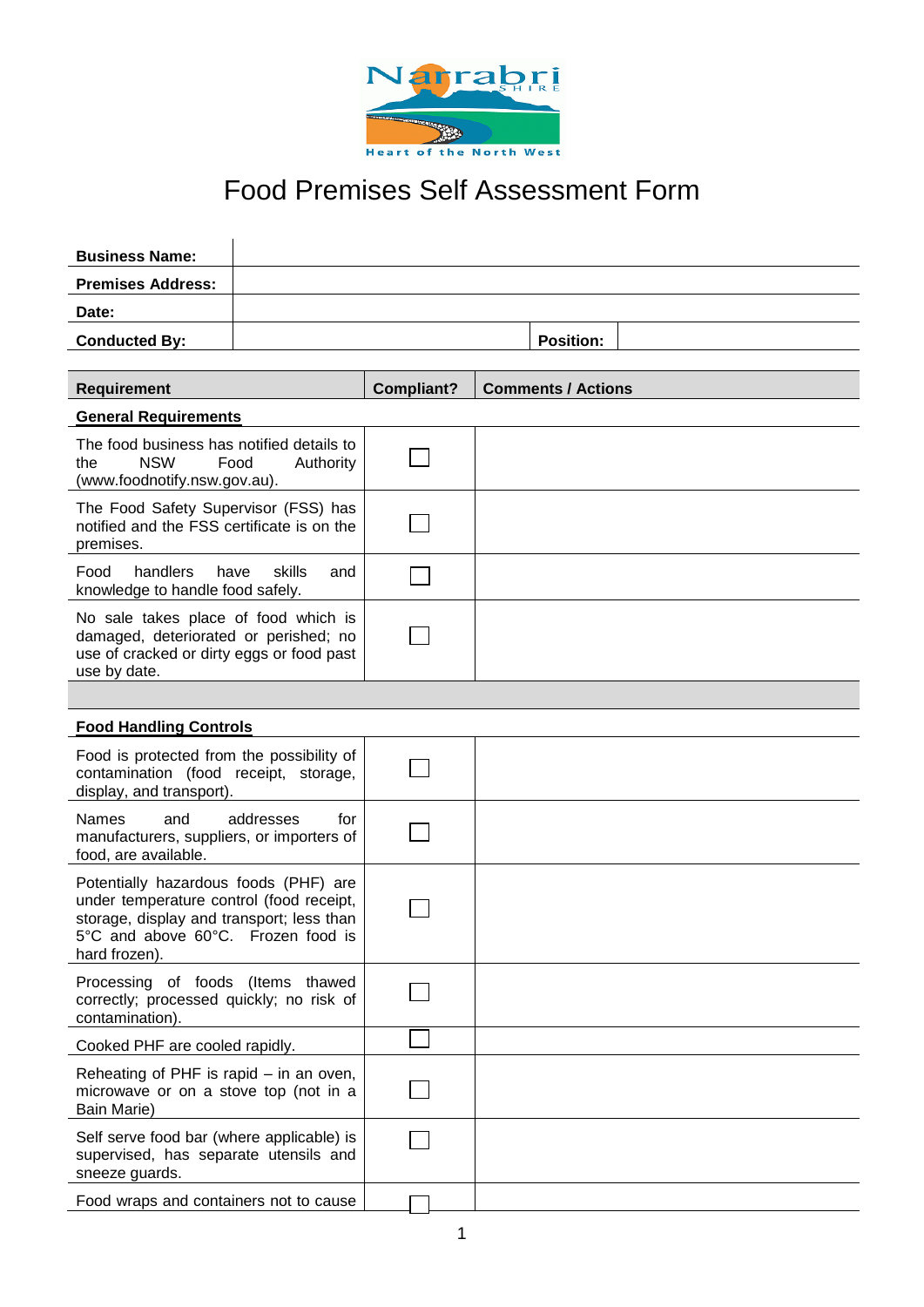Narrabri Shire — Heart of the North West

# Food Premises Self Assessment Form

| | | | |
|---|---|---|---|
| **Business Name:** | | | |
| **Premises Address:** | | | |
| **Date:** | | | |
| **Conducted By:** | | **Position:** | |

| Requirement | Compliant? | Comments / Actions |
|---|---|---|
| **General Requirements** | | |
| The food business has notified details to the NSW Food Authority (www.foodnotify.nsw.gov.au). | ☐ | |
| The Food Safety Supervisor (FSS) has notified and the FSS certificate is on the premises. | ☐ | |
| Food handlers have skills and knowledge to handle food safely. | ☐ | |
| No sale takes place of food which is damaged, deteriorated or perished; no use of cracked or dirty eggs or food past use by date. | ☐ | |
| | | |
| **Food Handling Controls** | | |
| Food is protected from the possibility of contamination (food receipt, storage, display, and transport). | ☐ | |
| Names and addresses for manufacturers, suppliers, or importers of food, are available. | ☐ | |
| Potentially hazardous foods (PHF) are under temperature control (food receipt, storage, display and transport; less than 5°C and above 60°C. Frozen food is hard frozen). | ☐ | |
| Processing of foods (Items thawed correctly; processed quickly; no risk of contamination). | ☐ | |
| Cooked PHF are cooled rapidly. | ☐ | |
| Reheating of PHF is rapid – in an oven, microwave or on a stove top (not in a Bain Marie) | ☐ | |
| Self serve food bar (where applicable) is supervised, has separate utensils and sneeze guards. | ☐ | |
| Food wraps and containers not to cause | ☐ | |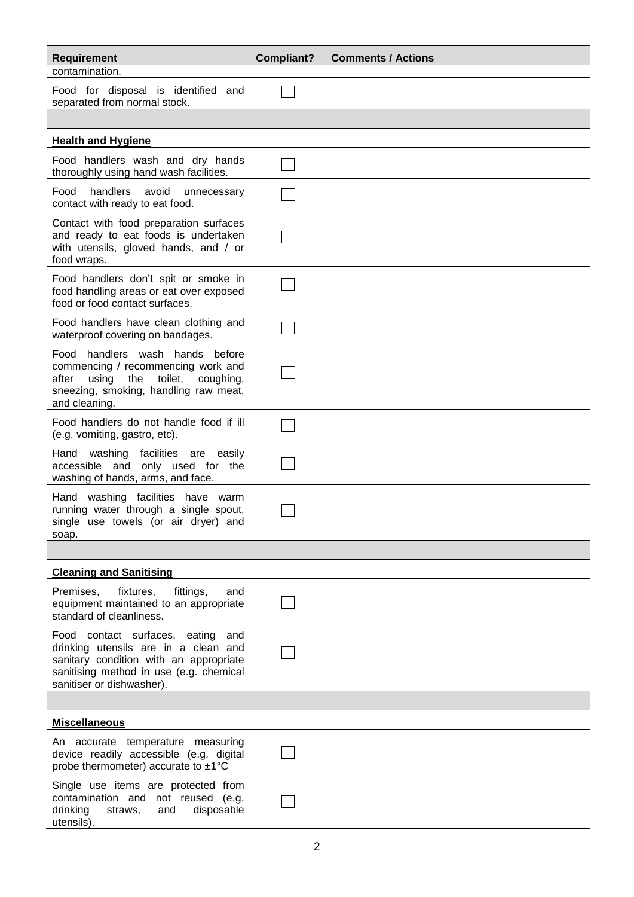| Requirement | Compliant? | Comments / Actions |
|---|---|---|
| contamination. | | |
| Food for disposal is identified and separated from normal stock. | ☐ | |
| | | |
| **Health and Hygiene** | | |
| Food handlers wash and dry hands thoroughly using hand wash facilities. | ☐ | |
| Food handlers avoid unnecessary contact with ready to eat food. | ☐ | |
| Contact with food preparation surfaces and ready to eat foods is undertaken with utensils, gloved hands, and / or food wraps. | ☐ | |
| Food handlers don't spit or smoke in food handling areas or eat over exposed food or food contact surfaces. | ☐ | |
| Food handlers have clean clothing and waterproof covering on bandages. | ☐ | |
| Food handlers wash hands before commencing / recommencing work and after using the toilet, coughing, sneezing, smoking, handling raw meat, and cleaning. | ☐ | |
| Food handlers do not handle food if ill (e.g. vomiting, gastro, etc). | ☐ | |
| Hand washing facilities are easily accessible and only used for the washing of hands, arms, and face. | ☐ | |
| Hand washing facilities have warm running water through a single spout, single use towels (or air dryer) and soap. | ☐ | |
| | | |
| **Cleaning and Sanitising** | | |
| Premises, fixtures, fittings, and equipment maintained to an appropriate standard of cleanliness. | ☐ | |
| Food contact surfaces, eating and drinking utensils are in a clean and sanitary condition with an appropriate sanitising method in use (e.g. chemical sanitiser or dishwasher). | ☐ | |
| | | |
| **Miscellaneous** | | |
| An accurate temperature measuring device readily accessible (e.g. digital probe thermometer) accurate to ±1°C | ☐ | |
| Single use items are protected from contamination and not reused (e.g. drinking straws, and disposable utensils). | ☐ | |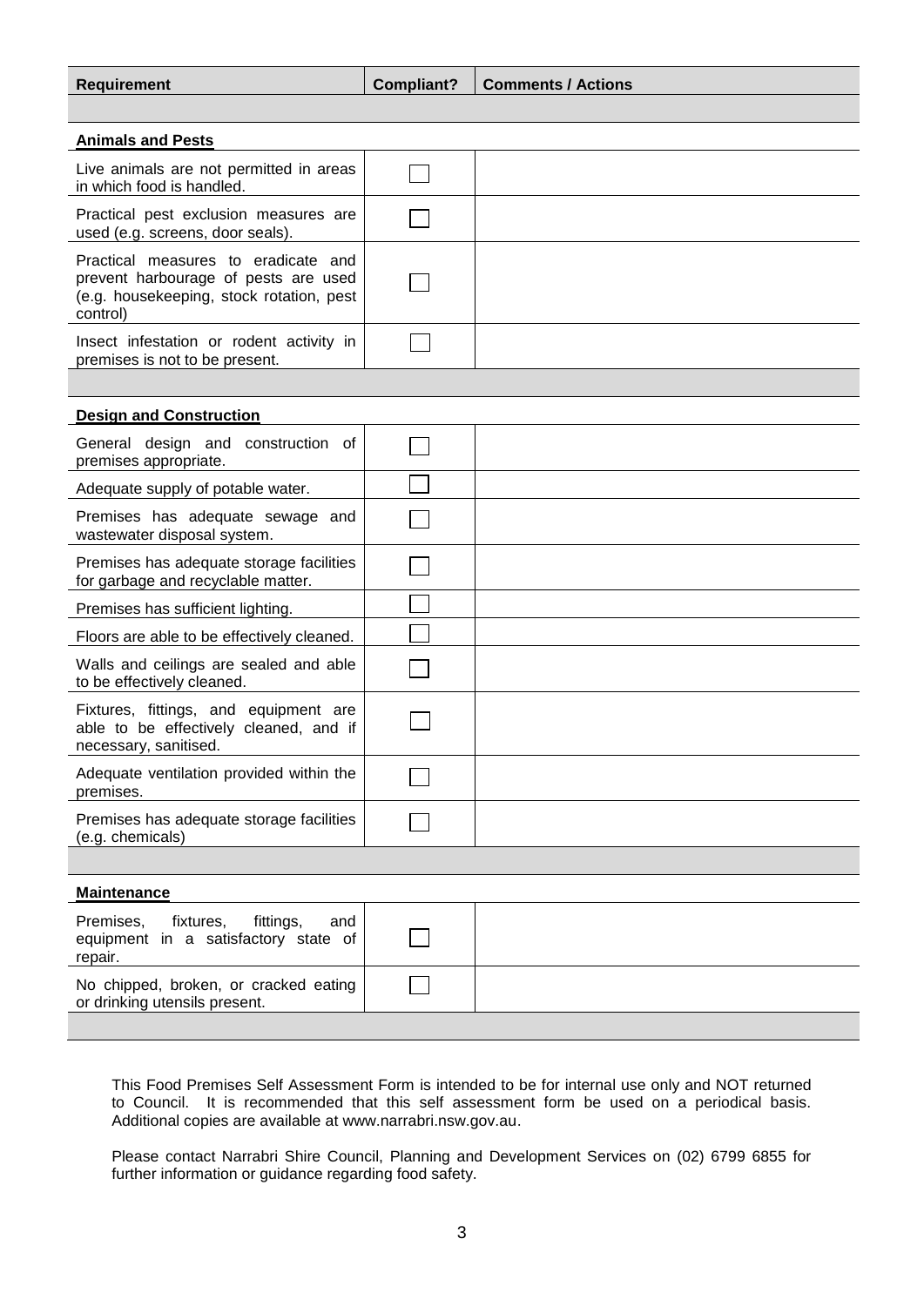| Requirement | Compliant? | Comments / Actions |
| --- | --- | --- |
| | | |
| **Animals and Pests** | | |
| Live animals are not permitted in areas in which food is handled. | ☐ | |
| Practical pest exclusion measures are used (e.g. screens, door seals). | ☐ | |
| Practical measures to eradicate and prevent harbourage of pests are used (e.g. housekeeping, stock rotation, pest control) | ☐ | |
| Insect infestation or rodent activity in premises is not to be present. | ☐ | |
| | | |
| **Design and Construction** | | |
| General design and construction of premises appropriate. | ☐ | |
| Adequate supply of potable water. | ☐ | |
| Premises has adequate sewage and wastewater disposal system. | ☐ | |
| Premises has adequate storage facilities for garbage and recyclable matter. | ☐ | |
| Premises has sufficient lighting. | ☐ | |
| Floors are able to be effectively cleaned. | ☐ | |
| Walls and ceilings are sealed and able to be effectively cleaned. | ☐ | |
| Fixtures, fittings, and equipment are able to be effectively cleaned, and if necessary, sanitised. | ☐ | |
| Adequate ventilation provided within the premises. | ☐ | |
| Premises has adequate storage facilities (e.g. chemicals) | ☐ | |
| | | |
| **Maintenance** | | |
| Premises, fixtures, fittings, and equipment in a satisfactory state of repair. | ☐ | |
| No chipped, broken, or cracked eating or drinking utensils present. | ☐ | |
| | | |

This Food Premises Self Assessment Form is intended to be for internal use only and NOT returned to Council. It is recommended that this self assessment form be used on a periodical basis. Additional copies are available at www.narrabri.nsw.gov.au.

Please contact Narrabri Shire Council, Planning and Development Services on (02) 6799 6855 for further information or guidance regarding food safety.